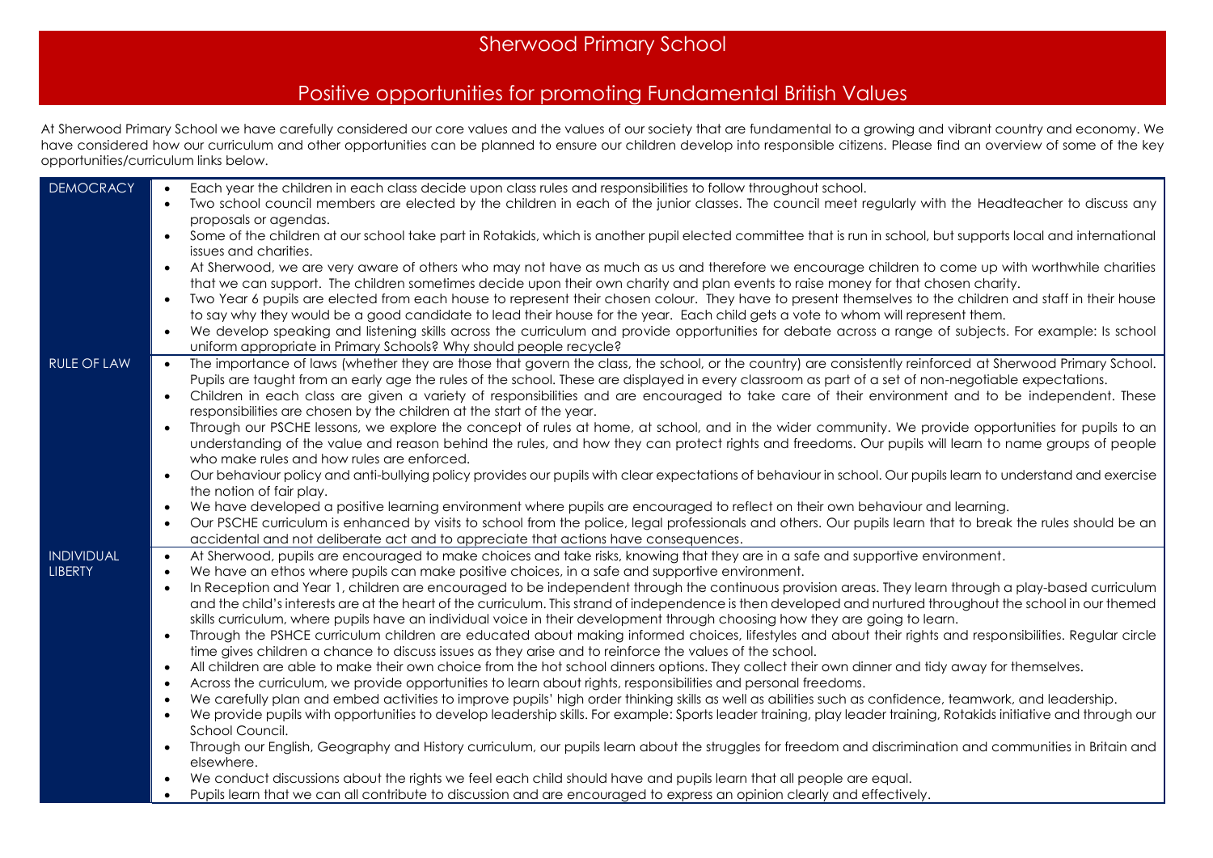# Sherwood Primary School

## Positive opportunities for promoting Fundamental British Values

At Sherwood Primary School we have carefully considered our core values and the values of our society that are fundamental to a growing and vibrant country and economy. We have considered how our curriculum and other opportunities can be planned to ensure our children develop into responsible citizens. Please find an overview of some of the key opportunities/curriculum links below.

| | |
|---|---|
| DEMOCRACY | • Each year the children in each class decide upon class rules and responsibilities to follow throughout school.<br>• Two school council members are elected by the children in each of the junior classes. The council meet regularly with the Headteacher to discuss any proposals or agendas.<br>• Some of the children at our school take part in Rotakids, which is another pupil elected committee that is run in school, but supports local and international issues and charities.<br>• At Sherwood, we are very aware of others who may not have as much as us and therefore we encourage children to come up with worthwhile charities that we can support. The children sometimes decide upon their own charity and plan events to raise money for that chosen charity.<br>• Two Year 6 pupils are elected from each house to represent their chosen colour. They have to present themselves to the children and staff in their house to say why they would be a good candidate to lead their house for the year. Each child gets a vote to whom will represent them.<br>• We develop speaking and listening skills across the curriculum and provide opportunities for debate across a range of subjects. For example: Is school uniform appropriate in Primary Schools? Why should people recycle? |
| RULE OF LAW | • The importance of laws (whether they are those that govern the class, the school, or the country) are consistently reinforced at Sherwood Primary School. Pupils are taught from an early age the rules of the school. These are displayed in every classroom as part of a set of non-negotiable expectations.<br>• Children in each class are given a variety of responsibilities and are encouraged to take care of their environment and to be independent. These responsibilities are chosen by the children at the start of the year.<br>• Through our PSCHE lessons, we explore the concept of rules at home, at school, and in the wider community. We provide opportunities for pupils to an understanding of the value and reason behind the rules, and how they can protect rights and freedoms. Our pupils will learn to name groups of people who make rules and how rules are enforced.<br>• Our behaviour policy and anti-bullying policy provides our pupils with clear expectations of behaviour in school. Our pupils learn to understand and exercise the notion of fair play.<br>• We have developed a positive learning environment where pupils are encouraged to reflect on their own behaviour and learning.<br>• Our PSCHE curriculum is enhanced by visits to school from the police, legal professionals and others. Our pupils learn that to break the rules should be an accidental and not deliberate act and to appreciate that actions have consequences. |
| INDIVIDUAL LIBERTY | • At Sherwood, pupils are encouraged to make choices and take risks, knowing that they are in a safe and supportive environment.<br>• We have an ethos where pupils can make positive choices, in a safe and supportive environment.<br>• In Reception and Year 1, children are encouraged to be independent through the continuous provision areas. They learn through a play-based curriculum and the child's interests are at the heart of the curriculum. This strand of independence is then developed and nurtured throughout the school in our themed skills curriculum, where pupils have an individual voice in their development through choosing how they are going to learn.<br>• Through the PSHCE curriculum children are educated about making informed choices, lifestyles and about their rights and responsibilities. Regular circle time gives children a chance to discuss issues as they arise and to reinforce the values of the school.<br>• All children are able to make their own choice from the hot school dinners options. They collect their own dinner and tidy away for themselves.<br>• Across the curriculum, we provide opportunities to learn about rights, responsibilities and personal freedoms.<br>• We carefully plan and embed activities to improve pupils' high order thinking skills as well as abilities such as confidence, teamwork, and leadership.<br>• We provide pupils with opportunities to develop leadership skills. For example: Sports leader training, play leader training, Rotakids initiative and through our School Council.<br>• Through our English, Geography and History curriculum, our pupils learn about the struggles for freedom and discrimination and communities in Britain and elsewhere.<br>• We conduct discussions about the rights we feel each child should have and pupils learn that all people are equal.<br>• Pupils learn that we can all contribute to discussion and are encouraged to express an opinion clearly and effectively. |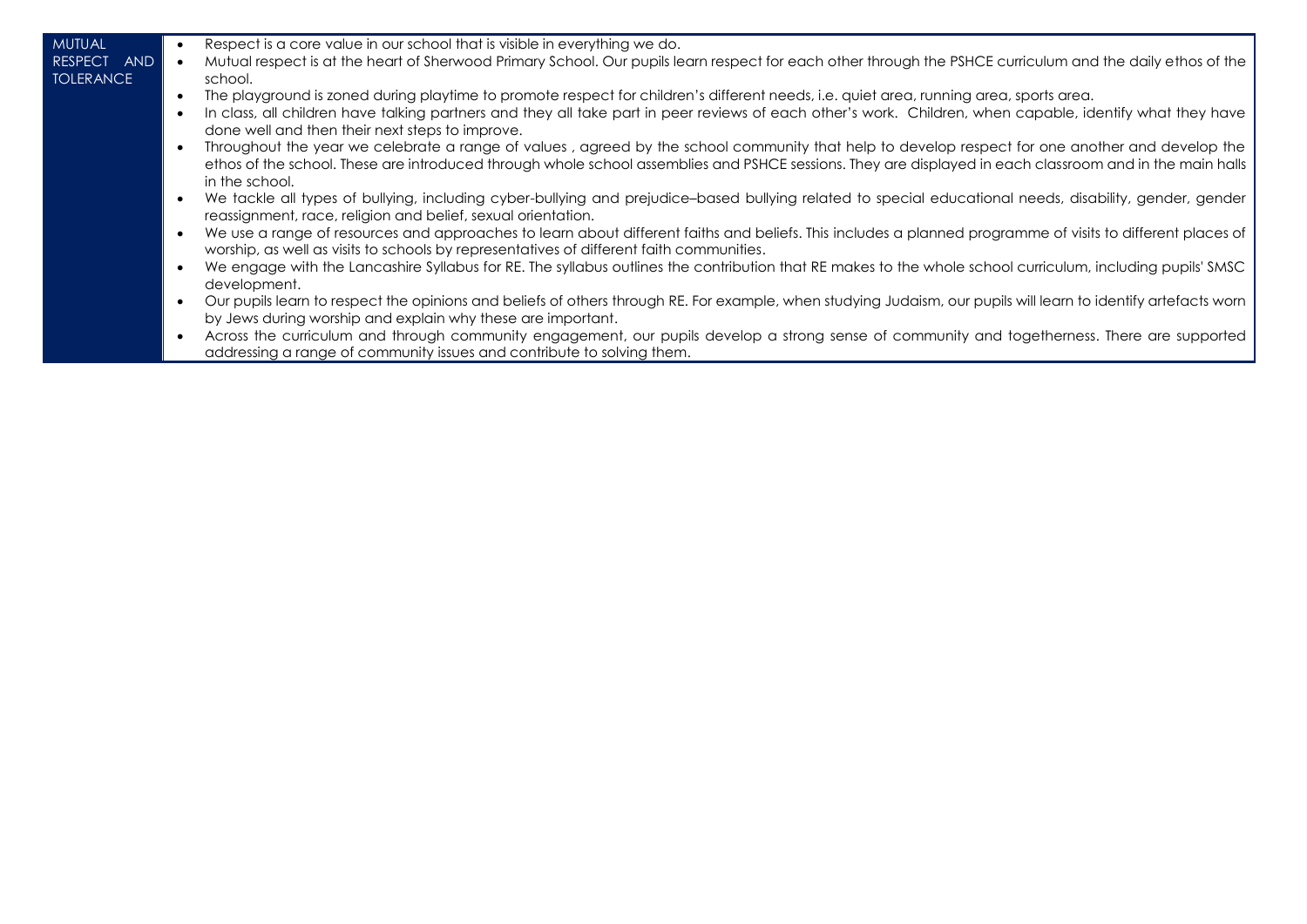| | |
|---|---|
| MUTUAL RESPECT AND TOLERANCE | • Respect is a core value in our school that is visible in everything we do.<br>• Mutual respect is at the heart of Sherwood Primary School. Our pupils learn respect for each other through the PSHCE curriculum and the daily ethos of the school.<br>• The playground is zoned during playtime to promote respect for children's different needs, i.e. quiet area, running area, sports area.<br>• In class, all children have talking partners and they all take part in peer reviews of each other's work. Children, when capable, identify what they have done well and then their next steps to improve.<br>• Throughout the year we celebrate a range of values , agreed by the school community that help to develop respect for one another and develop the ethos of the school. These are introduced through whole school assemblies and PSHCE sessions. They are displayed in each classroom and in the main halls in the school.<br>• We tackle all types of bullying, including cyber-bullying and prejudice–based bullying related to special educational needs, disability, gender, gender reassignment, race, religion and belief, sexual orientation.<br>• We use a range of resources and approaches to learn about different faiths and beliefs. This includes a planned programme of visits to different places of worship, as well as visits to schools by representatives of different faith communities.<br>• We engage with the Lancashire Syllabus for RE. The syllabus outlines the contribution that RE makes to the whole school curriculum, including pupils' SMSC development.<br>• Our pupils learn to respect the opinions and beliefs of others through RE. For example, when studying Judaism, our pupils will learn to identify artefacts worn by Jews during worship and explain why these are important.<br>• Across the curriculum and through community engagement, our pupils develop a strong sense of community and togetherness. There are supported addressing a range of community issues and contribute to solving them. |